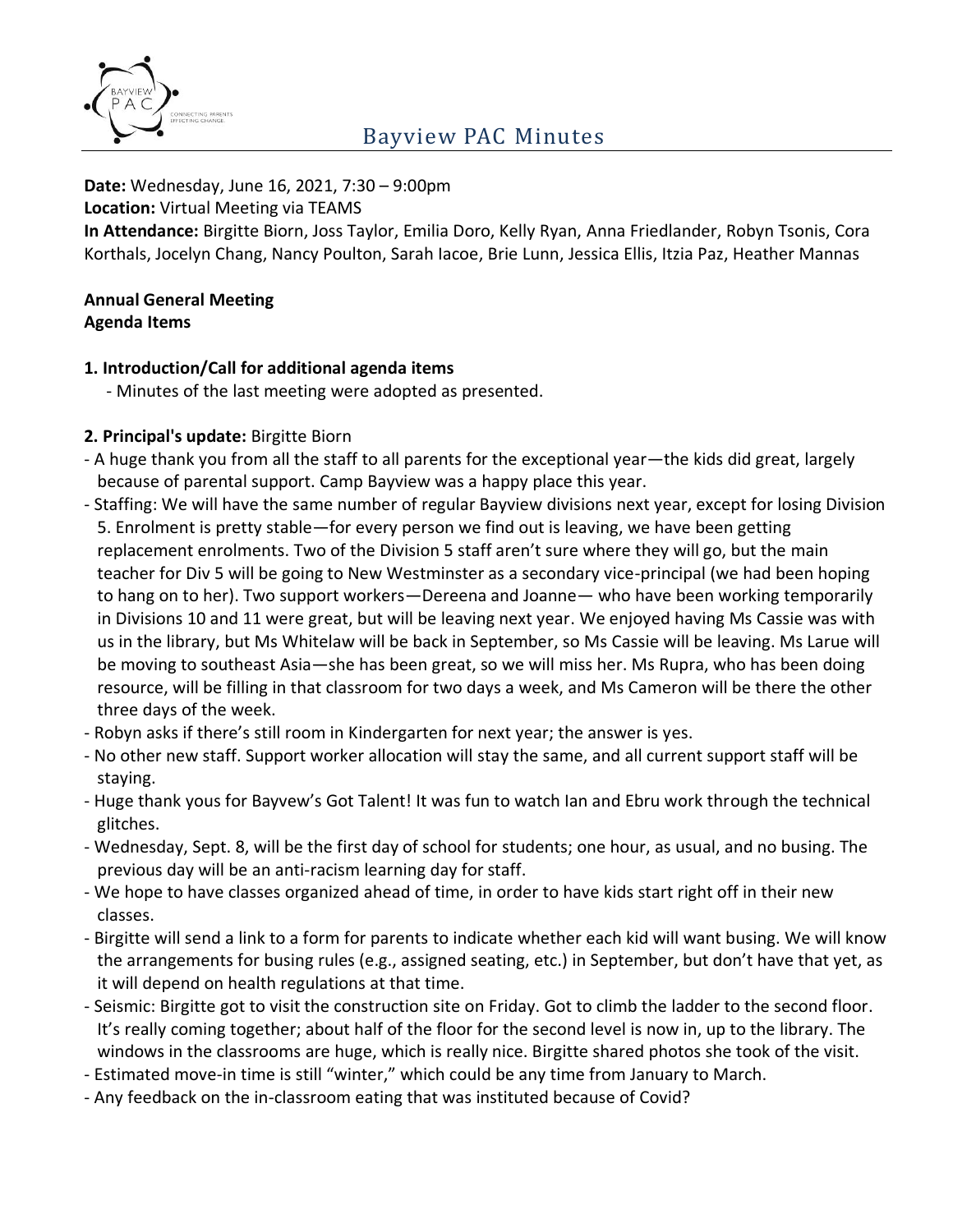# Bayview PAC Minutes

**Date:** Wednesday, June 16, 2021, 7:30 – 9:00pm
**Location:** Virtual Meeting via TEAMS
**In Attendance:** Birgitte Biorn, Joss Taylor, Emilia Doro, Kelly Ryan, Anna Friedlander, Robyn Tsonis, Cora Korthals, Jocelyn Chang, Nancy Poulton, Sarah Iacoe, Brie Lunn, Jessica Ellis, Itzia Paz, Heather Mannas

**Annual General Meeting**
**Agenda Items**

**1. Introduction/Call for additional agenda items**

- Minutes of the last meeting were adopted as presented.

**2. Principal's update:** Birgitte Biorn

- A huge thank you from all the staff to all parents for the exceptional year—the kids did great, largely because of parental support. Camp Bayview was a happy place this year.
- Staffing: We will have the same number of regular Bayview divisions next year, except for losing Division 5. Enrolment is pretty stable—for every person we find out is leaving, we have been getting replacement enrolments. Two of the Division 5 staff aren't sure where they will go, but the main teacher for Div 5 will be going to New Westminster as a secondary vice-principal (we had been hoping to hang on to her). Two support workers—Dereena and Joanne— who have been working temporarily in Divisions 10 and 11 were great, but will be leaving next year. We enjoyed having Ms Cassie was with us in the library, but Ms Whitelaw will be back in September, so Ms Cassie will be leaving. Ms Larue will be moving to southeast Asia—she has been great, so we will miss her. Ms Rupra, who has been doing resource, will be filling in that classroom for two days a week, and Ms Cameron will be there the other three days of the week.
- Robyn asks if there's still room in Kindergarten for next year; the answer is yes.
- No other new staff. Support worker allocation will stay the same, and all current support staff will be staying.
- Huge thank yous for Bayvew's Got Talent! It was fun to watch Ian and Ebru work through the technical glitches.
- Wednesday, Sept. 8, will be the first day of school for students; one hour, as usual, and no busing. The previous day will be an anti-racism learning day for staff.
- We hope to have classes organized ahead of time, in order to have kids start right off in their new classes.
- Birgitte will send a link to a form for parents to indicate whether each kid will want busing. We will know the arrangements for busing rules (e.g., assigned seating, etc.) in September, but don't have that yet, as it will depend on health regulations at that time.
- Seismic: Birgitte got to visit the construction site on Friday. Got to climb the ladder to the second floor. It's really coming together; about half of the floor for the second level is now in, up to the library. The windows in the classrooms are huge, which is really nice. Birgitte shared photos she took of the visit.
- Estimated move-in time is still "winter," which could be any time from January to March.
- Any feedback on the in-classroom eating that was instituted because of Covid?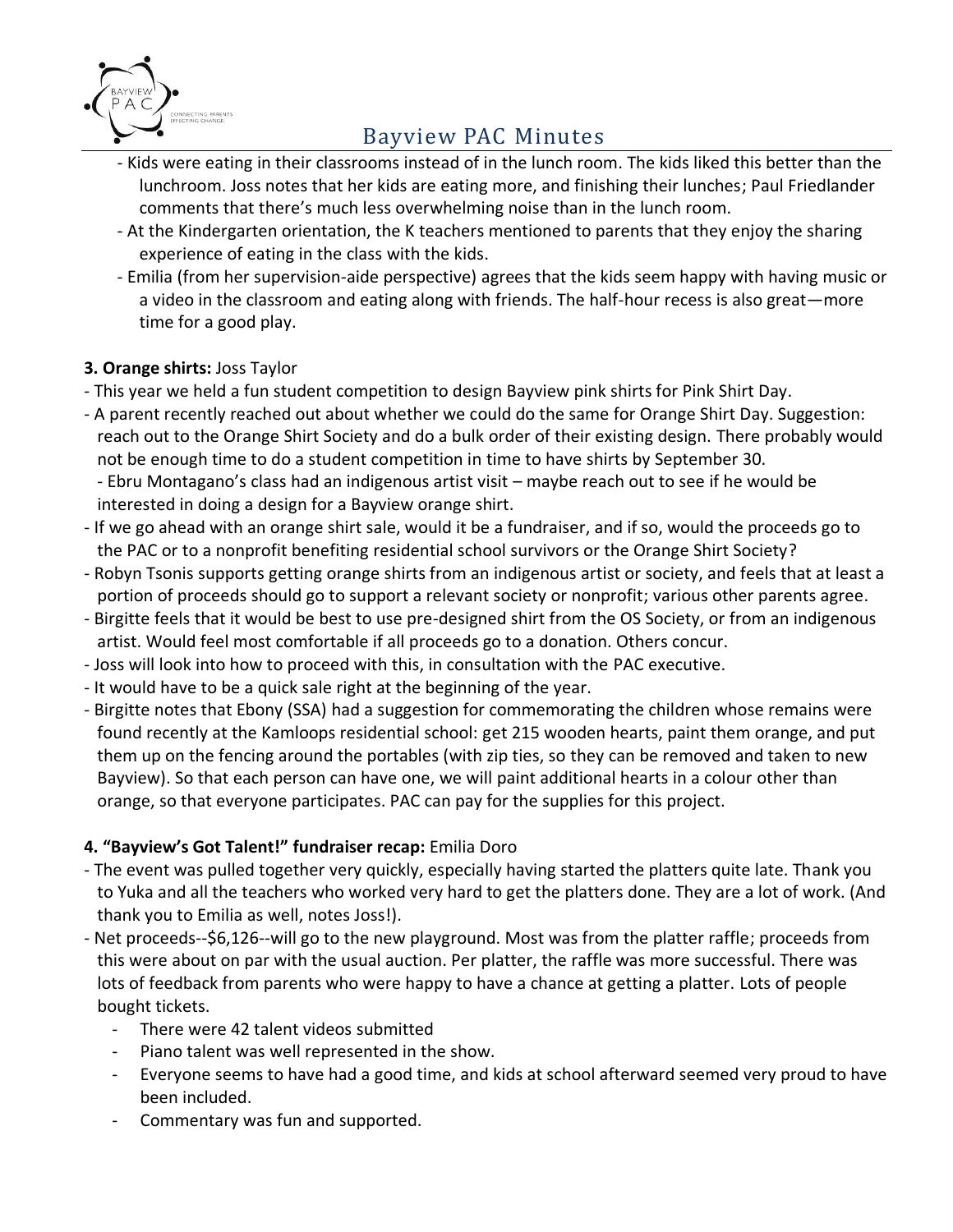- Kids were eating in their classrooms instead of in the lunch room. The kids liked this better than the lunchroom. Joss notes that her kids are eating more, and finishing their lunches; Paul Friedlander comments that there's much less overwhelming noise than in the lunch room.
- At the Kindergarten orientation, the K teachers mentioned to parents that they enjoy the sharing experience of eating in the class with the kids.
- Emilia (from her supervision-aide perspective) agrees that the kids seem happy with having music or a video in the classroom and eating along with friends. The half-hour recess is also great—more time for a good play.

**3. Orange shirts:** Joss Taylor

- This year we held a fun student competition to design Bayview pink shirts for Pink Shirt Day.
- A parent recently reached out about whether we could do the same for Orange Shirt Day. Suggestion: reach out to the Orange Shirt Society and do a bulk order of their existing design. There probably would not be enough time to do a student competition in time to have shirts by September 30.
  - Ebru Montagano's class had an indigenous artist visit – maybe reach out to see if he would be interested in doing a design for a Bayview orange shirt.
- If we go ahead with an orange shirt sale, would it be a fundraiser, and if so, would the proceeds go to the PAC or to a nonprofit benefiting residential school survivors or the Orange Shirt Society?
- Robyn Tsonis supports getting orange shirts from an indigenous artist or society, and feels that at least a portion of proceeds should go to support a relevant society or nonprofit; various other parents agree.
- Birgitte feels that it would be best to use pre-designed shirt from the OS Society, or from an indigenous artist. Would feel most comfortable if all proceeds go to a donation. Others concur.
- Joss will look into how to proceed with this, in consultation with the PAC executive.
- It would have to be a quick sale right at the beginning of the year.
- Birgitte notes that Ebony (SSA) had a suggestion for commemorating the children whose remains were found recently at the Kamloops residential school: get 215 wooden hearts, paint them orange, and put them up on the fencing around the portables (with zip ties, so they can be removed and taken to new Bayview). So that each person can have one, we will paint additional hearts in a colour other than orange, so that everyone participates. PAC can pay for the supplies for this project.

**4. "Bayview's Got Talent!" fundraiser recap:** Emilia Doro

- The event was pulled together very quickly, especially having started the platters quite late. Thank you to Yuka and all the teachers who worked very hard to get the platters done. They are a lot of work. (And thank you to Emilia as well, notes Joss!).
- Net proceeds--$6,126--will go to the new playground. Most was from the platter raffle; proceeds from this were about on par with the usual auction. Per platter, the raffle was more successful. There was lots of feedback from parents who were happy to have a chance at getting a platter. Lots of people bought tickets.
  - There were 42 talent videos submitted
  - Piano talent was well represented in the show.
  - Everyone seems to have had a good time, and kids at school afterward seemed very proud to have been included.
  - Commentary was fun and supported.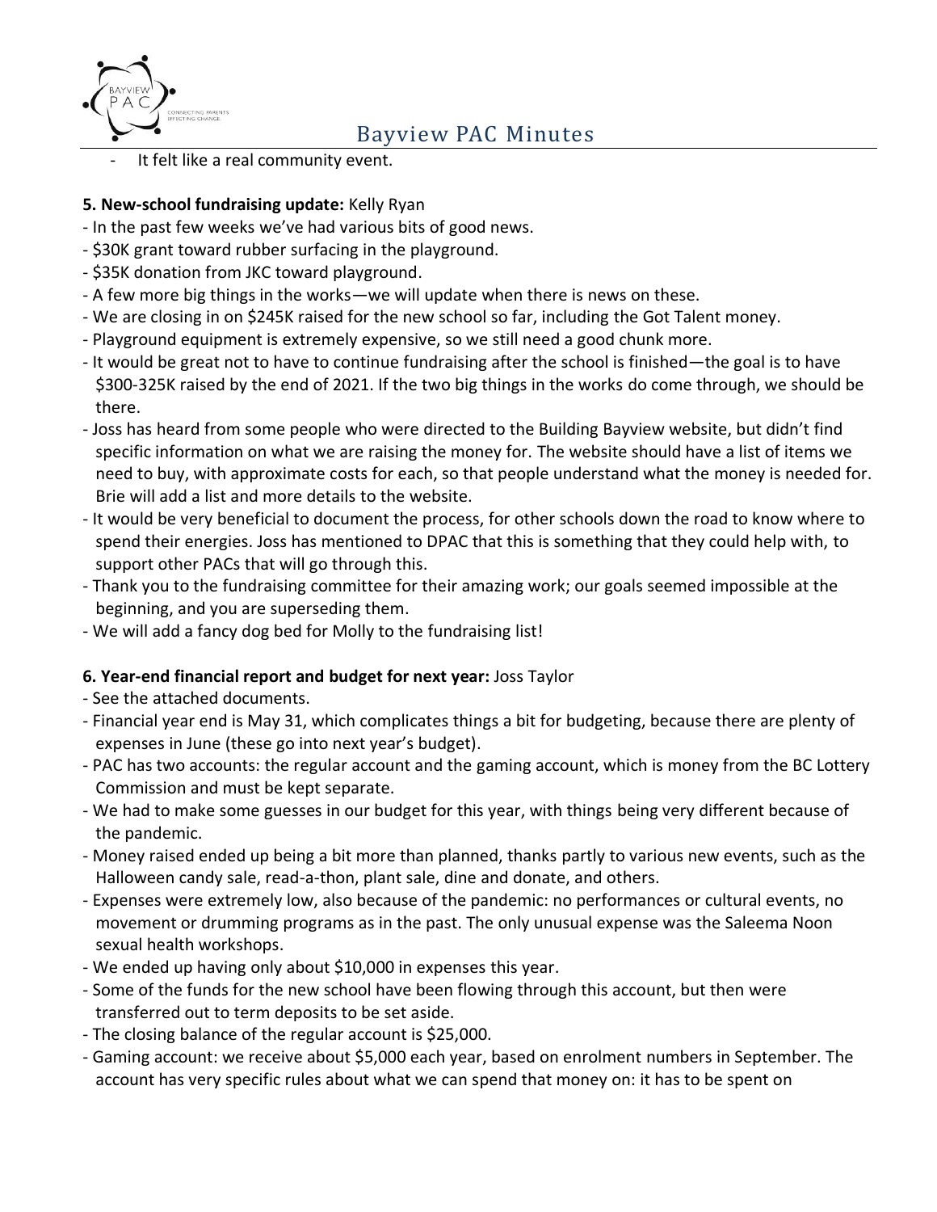- It felt like a real community event.

**5. New-school fundraising update:** Kelly Ryan

- In the past few weeks we've had various bits of good news.
- $30K grant toward rubber surfacing in the playground.
- $35K donation from JKC toward playground.
- A few more big things in the works—we will update when there is news on these.
- We are closing in on $245K raised for the new school so far, including the Got Talent money.
- Playground equipment is extremely expensive, so we still need a good chunk more.
- It would be great not to have to continue fundraising after the school is finished—the goal is to have $300-325K raised by the end of 2021. If the two big things in the works do come through, we should be there.
- Joss has heard from some people who were directed to the Building Bayview website, but didn't find specific information on what we are raising the money for. The website should have a list of items we need to buy, with approximate costs for each, so that people understand what the money is needed for. Brie will add a list and more details to the website.
- It would be very beneficial to document the process, for other schools down the road to know where to spend their energies. Joss has mentioned to DPAC that this is something that they could help with, to support other PACs that will go through this.
- Thank you to the fundraising committee for their amazing work; our goals seemed impossible at the beginning, and you are superseding them.
- We will add a fancy dog bed for Molly to the fundraising list!

**6. Year-end financial report and budget for next year:** Joss Taylor

- See the attached documents.
- Financial year end is May 31, which complicates things a bit for budgeting, because there are plenty of expenses in June (these go into next year's budget).
- PAC has two accounts: the regular account and the gaming account, which is money from the BC Lottery Commission and must be kept separate.
- We had to make some guesses in our budget for this year, with things being very different because of the pandemic.
- Money raised ended up being a bit more than planned, thanks partly to various new events, such as the Halloween candy sale, read-a-thon, plant sale, dine and donate, and others.
- Expenses were extremely low, also because of the pandemic: no performances or cultural events, no movement or drumming programs as in the past. The only unusual expense was the Saleema Noon sexual health workshops.
- We ended up having only about $10,000 in expenses this year.
- Some of the funds for the new school have been flowing through this account, but then were transferred out to term deposits to be set aside.
- The closing balance of the regular account is $25,000.
- Gaming account: we receive about $5,000 each year, based on enrolment numbers in September. The account has very specific rules about what we can spend that money on: it has to be spent on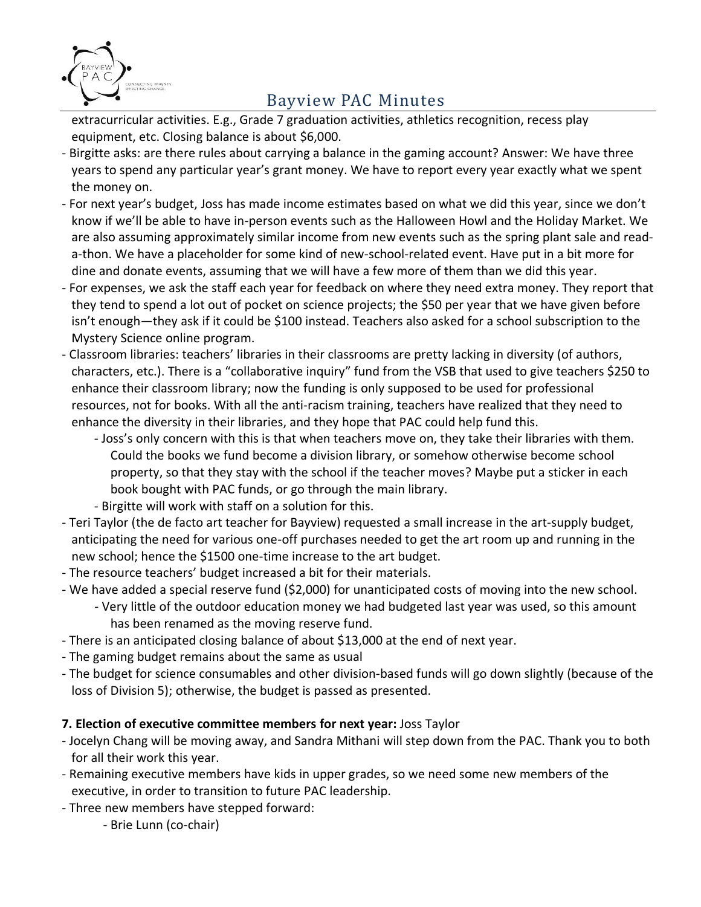extracurricular activities. E.g., Grade 7 graduation activities, athletics recognition, recess play equipment, etc. Closing balance is about $6,000.

- Birgitte asks: are there rules about carrying a balance in the gaming account? Answer: We have three years to spend any particular year's grant money. We have to report every year exactly what we spent the money on.
- For next year's budget, Joss has made income estimates based on what we did this year, since we don't know if we'll be able to have in-person events such as the Halloween Howl and the Holiday Market. We are also assuming approximately similar income from new events such as the spring plant sale and read-a-thon. We have a placeholder for some kind of new-school-related event. Have put in a bit more for dine and donate events, assuming that we will have a few more of them than we did this year.
- For expenses, we ask the staff each year for feedback on where they need extra money. They report that they tend to spend a lot out of pocket on science projects; the $50 per year that we have given before isn't enough—they ask if it could be $100 instead. Teachers also asked for a school subscription to the Mystery Science online program.
- Classroom libraries: teachers' libraries in their classrooms are pretty lacking in diversity (of authors, characters, etc.). There is a "collaborative inquiry" fund from the VSB that used to give teachers $250 to enhance their classroom library; now the funding is only supposed to be used for professional resources, not for books. With all the anti-racism training, teachers have realized that they need to enhance the diversity in their libraries, and they hope that PAC could help fund this.
    - Joss's only concern with this is that when teachers move on, they take their libraries with them. Could the books we fund become a division library, or somehow otherwise become school property, so that they stay with the school if the teacher moves? Maybe put a sticker in each book bought with PAC funds, or go through the main library.
    - Birgitte will work with staff on a solution for this.
- Teri Taylor (the de facto art teacher for Bayview) requested a small increase in the art-supply budget, anticipating the need for various one-off purchases needed to get the art room up and running in the new school; hence the $1500 one-time increase to the art budget.
- The resource teachers' budget increased a bit for their materials.
- We have added a special reserve fund ($2,000) for unanticipated costs of moving into the new school.
    - Very little of the outdoor education money we had budgeted last year was used, so this amount has been renamed as the moving reserve fund.
- There is an anticipated closing balance of about $13,000 at the end of next year.
- The gaming budget remains about the same as usual
- The budget for science consumables and other division-based funds will go down slightly (because of the loss of Division 5); otherwise, the budget is passed as presented.

**7. Election of executive committee members for next year:** Joss Taylor

- Jocelyn Chang will be moving away, and Sandra Mithani will step down from the PAC. Thank you to both for all their work this year.
- Remaining executive members have kids in upper grades, so we need some new members of the executive, in order to transition to future PAC leadership.
- Three new members have stepped forward:
    - Brie Lunn (co-chair)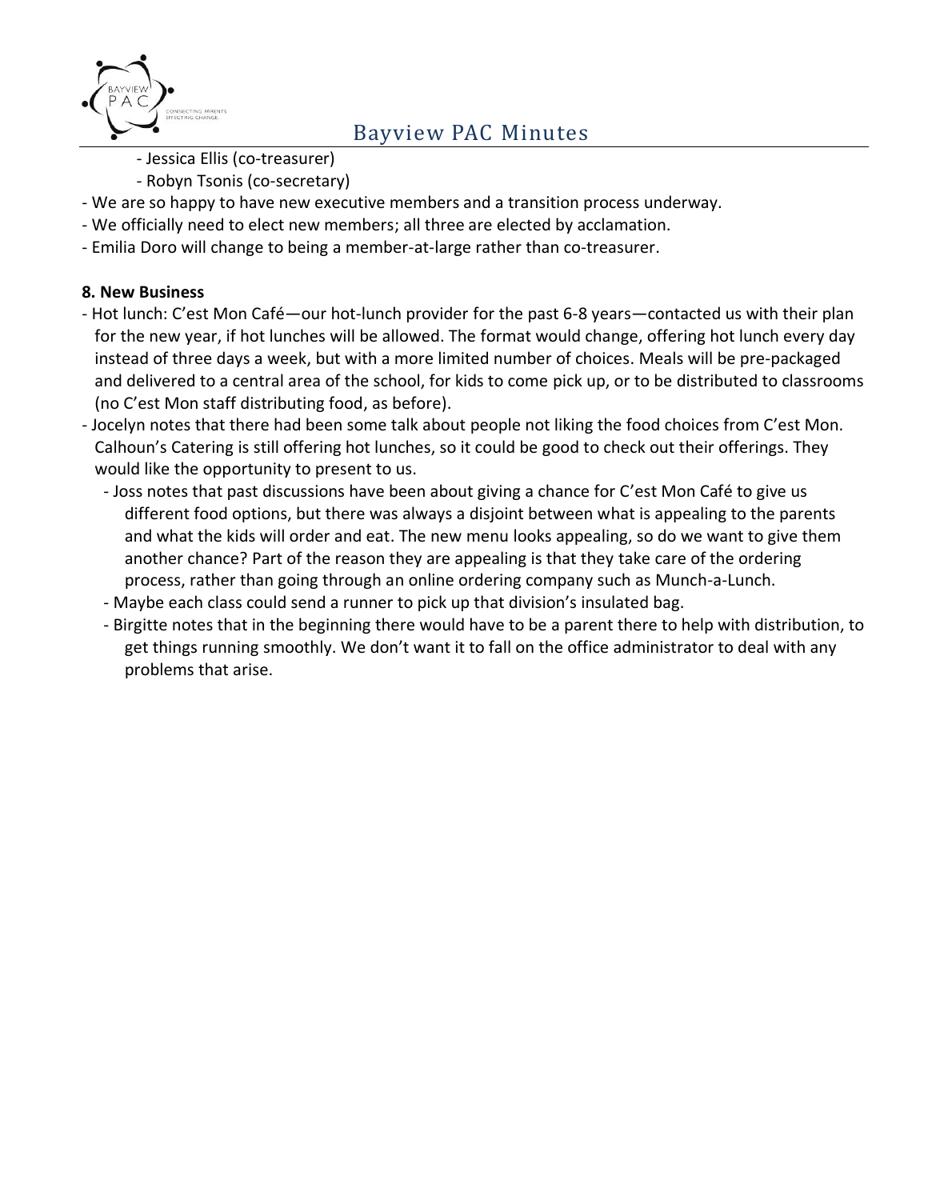- Jessica Ellis (co-treasurer)
   - Robyn Tsonis (co-secretary)
- We are so happy to have new executive members and a transition process underway.
- We officially need to elect new members; all three are elected by acclamation.
- Emilia Doro will change to being a member-at-large rather than co-treasurer.

**8. New Business**

- Hot lunch: C'est Mon Café—our hot-lunch provider for the past 6-8 years—contacted us with their plan for the new year, if hot lunches will be allowed. The format would change, offering hot lunch every day instead of three days a week, but with a more limited number of choices. Meals will be pre-packaged and delivered to a central area of the school, for kids to come pick up, or to be distributed to classrooms (no C'est Mon staff distributing food, as before).
- Jocelyn notes that there had been some talk about people not liking the food choices from C'est Mon. Calhoun's Catering is still offering hot lunches, so it could be good to check out their offerings. They would like the opportunity to present to us.
  - Joss notes that past discussions have been about giving a chance for C'est Mon Café to give us different food options, but there was always a disjoint between what is appealing to the parents and what the kids will order and eat. The new menu looks appealing, so do we want to give them another chance? Part of the reason they are appealing is that they take care of the ordering process, rather than going through an online ordering company such as Munch-a-Lunch.
  - Maybe each class could send a runner to pick up that division's insulated bag.
  - Birgitte notes that in the beginning there would have to be a parent there to help with distribution, to get things running smoothly. We don't want it to fall on the office administrator to deal with any problems that arise.